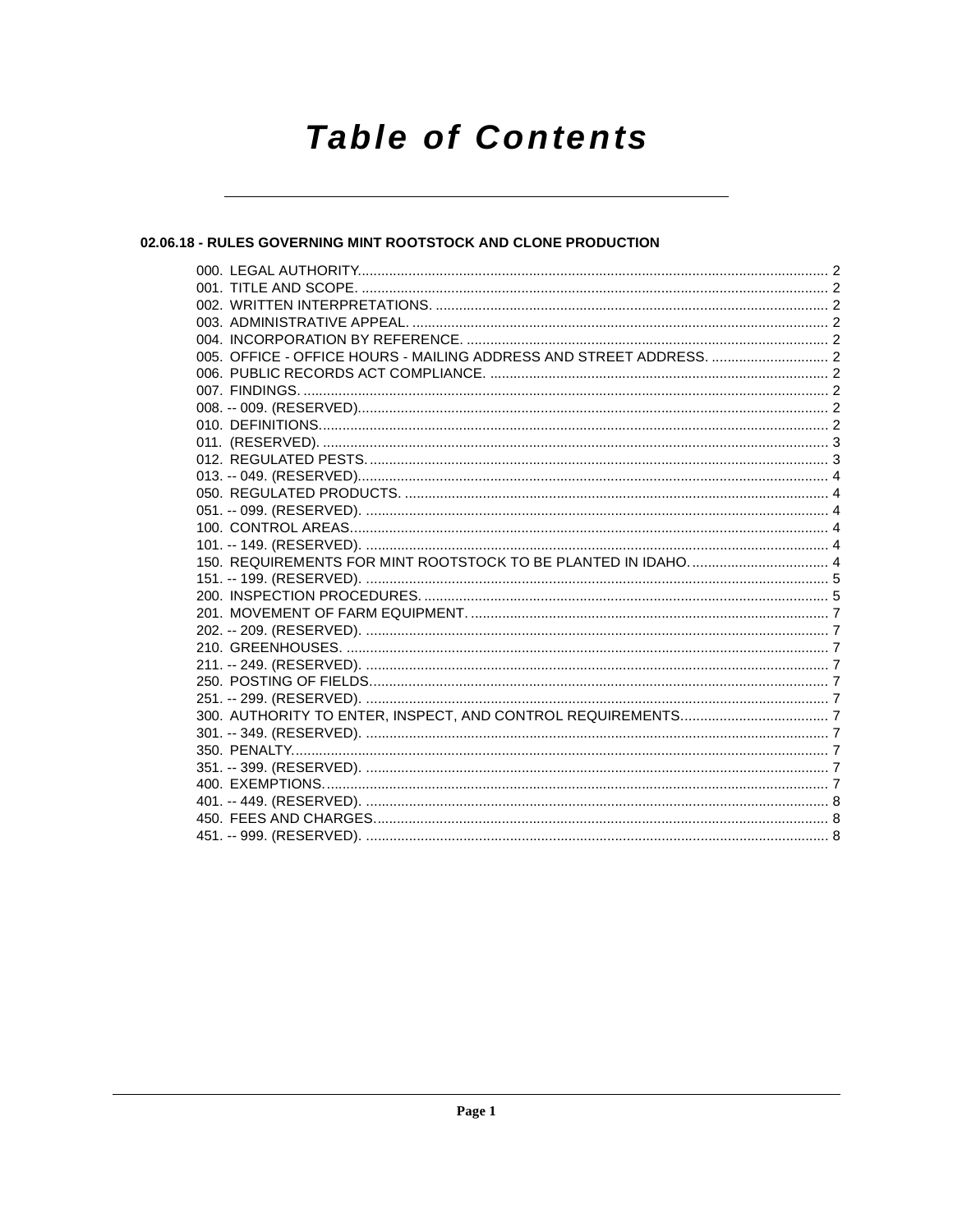# Table of Contents

## 02.06.18 - RULES GOVERNING MINT ROOTSTOCK AND CLONE PRODUCTION

000. LEGAL AUTHORITY. 2
001. TITLE AND SCOPE. 2
002. WRITTEN INTERPRETATIONS. 2
003. ADMINISTRATIVE APPEAL. 2
004. INCORPORATION BY REFERENCE. 2
005. OFFICE - OFFICE HOURS - MAILING ADDRESS AND STREET ADDRESS. 2
006. PUBLIC RECORDS ACT COMPLIANCE. 2
007. FINDINGS. 2
008. -- 009. (RESERVED). 2
010. DEFINITIONS. 2
011. (RESERVED). 3
012. REGULATED PESTS. 3
013. -- 049. (RESERVED). 4
050. REGULATED PRODUCTS. 4
051. -- 099. (RESERVED). 4
100. CONTROL AREAS. 4
101. -- 149. (RESERVED). 4
150. REQUIREMENTS FOR MINT ROOTSTOCK TO BE PLANTED IN IDAHO. 4
151. -- 199. (RESERVED). 5
200. INSPECTION PROCEDURES. 5
201. MOVEMENT OF FARM EQUIPMENT. 7
202. -- 209. (RESERVED). 7
210. GREENHOUSES. 7
211. -- 249. (RESERVED). 7
250. POSTING OF FIELDS. 7
251. -- 299. (RESERVED). 7
300. AUTHORITY TO ENTER, INSPECT, AND CONTROL REQUIREMENTS. 7
301. -- 349. (RESERVED). 7
350. PENALTY. 7
351. -- 399. (RESERVED). 7
400. EXEMPTIONS. 7
401. -- 449. (RESERVED). 8
450. FEES AND CHARGES. 8
451. -- 999. (RESERVED). 8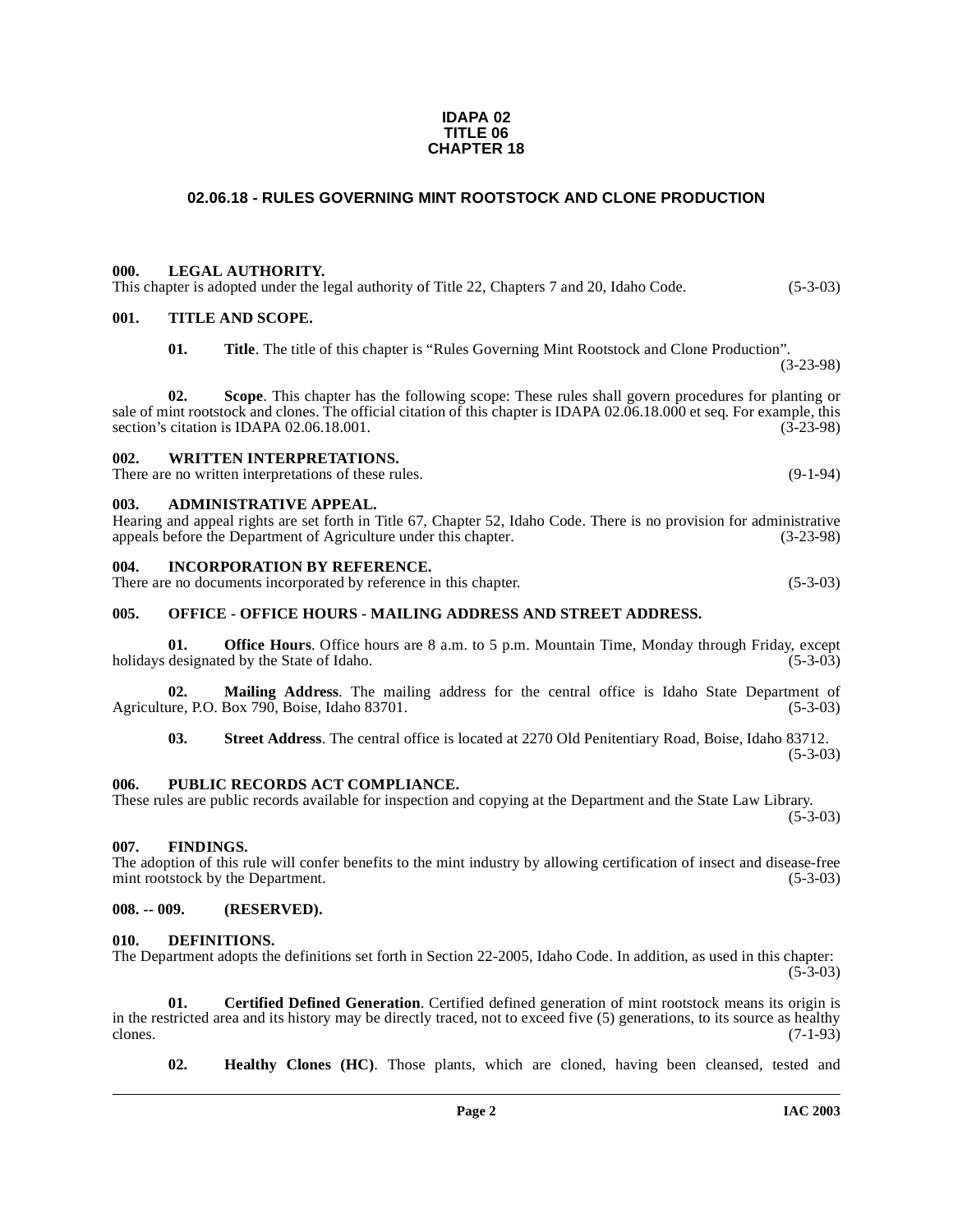**IDAPA 02**
**TITLE 06**
**CHAPTER 18**

# 02.06.18 - RULES GOVERNING MINT ROOTSTOCK AND CLONE PRODUCTION

## 000. LEGAL AUTHORITY.

This chapter is adopted under the legal authority of Title 22, Chapters 7 and 20, Idaho Code. (5-3-03)

## 001. TITLE AND SCOPE.

**01. Title**. The title of this chapter is "Rules Governing Mint Rootstock and Clone Production". (3-23-98)

**02. Scope**. This chapter has the following scope: These rules shall govern procedures for planting or sale of mint rootstock and clones. The official citation of this chapter is IDAPA 02.06.18.000 et seq. For example, this section's citation is IDAPA 02.06.18.001. (3-23-98)

## 002. WRITTEN INTERPRETATIONS.

There are no written interpretations of these rules. (9-1-94)

## 003. ADMINISTRATIVE APPEAL.

Hearing and appeal rights are set forth in Title 67, Chapter 52, Idaho Code. There is no provision for administrative appeals before the Department of Agriculture under this chapter. (3-23-98)

## 004. INCORPORATION BY REFERENCE.

There are no documents incorporated by reference in this chapter. (5-3-03)

## 005. OFFICE - OFFICE HOURS - MAILING ADDRESS AND STREET ADDRESS.

**01. Office Hours**. Office hours are 8 a.m. to 5 p.m. Mountain Time, Monday through Friday, except holidays designated by the State of Idaho. (5-3-03)

**02. Mailing Address**. The mailing address for the central office is Idaho State Department of Agriculture, P.O. Box 790, Boise, Idaho 83701. (5-3-03)

**03. Street Address**. The central office is located at 2270 Old Penitentiary Road, Boise, Idaho 83712. (5-3-03)

## 006. PUBLIC RECORDS ACT COMPLIANCE.

These rules are public records available for inspection and copying at the Department and the State Law Library. (5-3-03)

## 007. FINDINGS.

The adoption of this rule will confer benefits to the mint industry by allowing certification of insect and disease-free mint rootstock by the Department. (5-3-03)

## 008. -- 009. (RESERVED).

## 010. DEFINITIONS.

The Department adopts the definitions set forth in Section 22-2005, Idaho Code. In addition, as used in this chapter: (5-3-03)

**01. Certified Defined Generation**. Certified defined generation of mint rootstock means its origin is in the restricted area and its history may be directly traced, not to exceed five (5) generations, to its source as healthy clones. (7-1-93)

**02. Healthy Clones (HC)**. Those plants, which are cloned, having been cleansed, tested and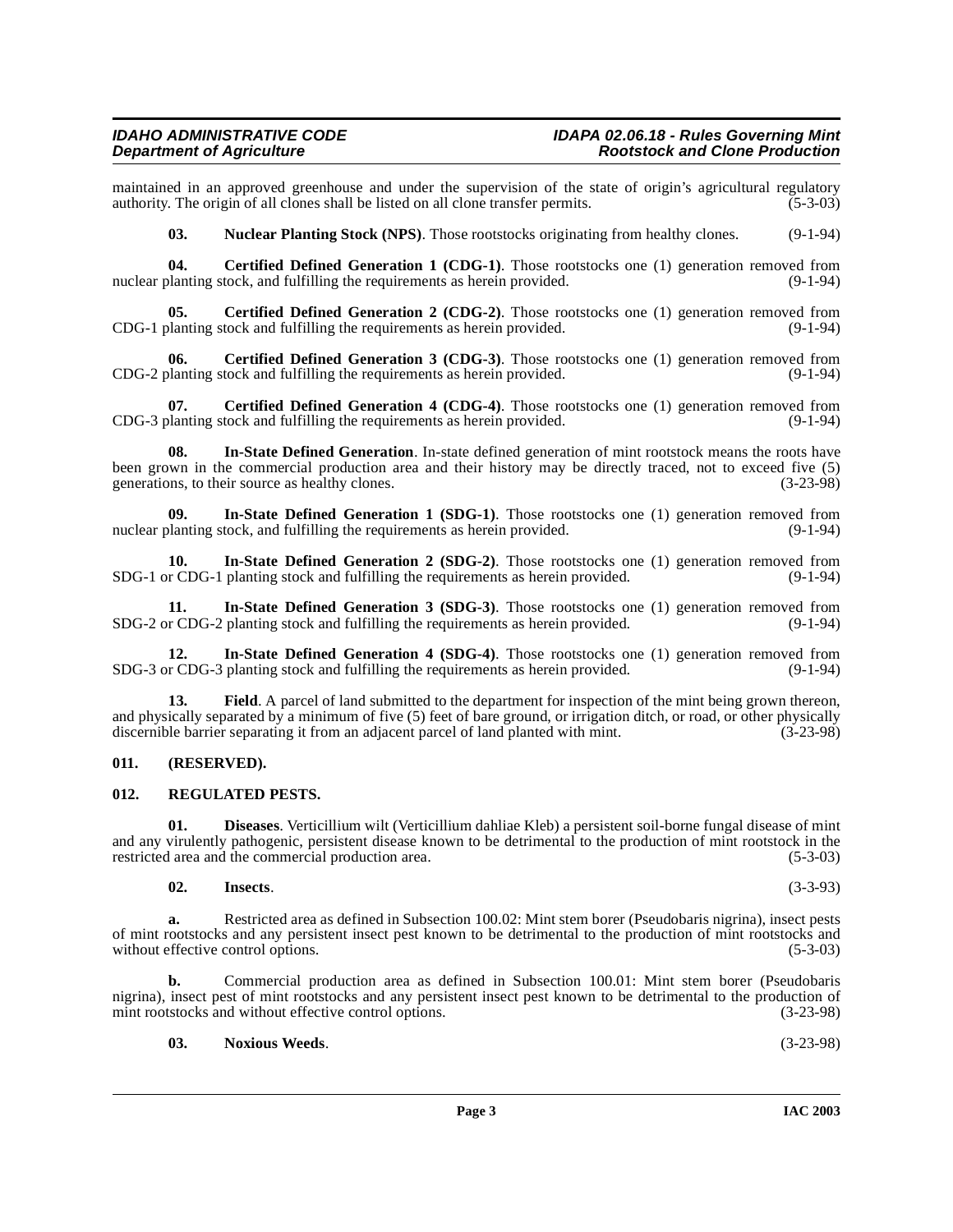maintained in an approved greenhouse and under the supervision of the state of origin's agricultural regulatory authority. The origin of all clones shall be listed on all clone transfer permits. (5-3-03)

**03. Nuclear Planting Stock (NPS)**. Those rootstocks originating from healthy clones. (9-1-94)

**04. Certified Defined Generation 1 (CDG-1)**. Those rootstocks one (1) generation removed from nuclear planting stock, and fulfilling the requirements as herein provided. (9-1-94)

**05. Certified Defined Generation 2 (CDG-2)**. Those rootstocks one (1) generation removed from CDG-1 planting stock and fulfilling the requirements as herein provided. (9-1-94)

**06. Certified Defined Generation 3 (CDG-3)**. Those rootstocks one (1) generation removed from CDG-2 planting stock and fulfilling the requirements as herein provided. (9-1-94)

**07. Certified Defined Generation 4 (CDG-4)**. Those rootstocks one (1) generation removed from CDG-3 planting stock and fulfilling the requirements as herein provided. (9-1-94)

**08. In-State Defined Generation**. In-state defined generation of mint rootstock means the roots have been grown in the commercial production area and their history may be directly traced, not to exceed five (5) generations, to their source as healthy clones. (3-23-98)

**09. In-State Defined Generation 1 (SDG-1)**. Those rootstocks one (1) generation removed from nuclear planting stock, and fulfilling the requirements as herein provided. (9-1-94)

**10. In-State Defined 2 (SDG-2)**. Those rootstocks one (1) generation removed from SDG-1 or CDG-1 planting stock and fulfilling the requirements as herein provided. (9-1-94)

**11. In-State Defined Generation 3 (SDG-3)**. Those rootstocks one (1) generation removed from SDG-2 or CDG-2 planting stock and fulfilling the requirements as herein provided. (9-1-94)

**12. In-State Defined Generation 4 (SDG-4)**. Those rootstocks one (1) generation removed from SDG-3 or CDG-3 planting stock and fulfilling the requirements as herein provided. (9-1-94)

**13. Field**. A parcel of land submitted to the department for inspection of the mint being grown thereon, and physically separated by a minimum of five (5) feet of bare ground, or irrigation ditch, or road, or other physically discernible barrier separating it from an adjacent parcel of land planted with mint. (3-23-98)

## 011. (RESERVED).

## 012. REGULATED PESTS.

**01. Diseases**. Verticillium wilt (Verticillium dahliae Kleb) a persistent soil-borne fungal disease of mint and any virulently pathogenic, persistent disease known to be detrimental to the production of mint rootstock in the restricted area and the commercial production area. (5-3-03)

**02. Insects**. (3-3-93)

**a.** Restricted area as defined in Subsection 100.02: Mint stem borer (Pseudobaris nigrina), insect pests of mint rootstocks and any persistent insect pest known to be detrimental to the production of mint rootstocks and without effective control options. (5-3-03)

**b.** Commercial production area as defined in Subsection 100.01: Mint stem borer (Pseudobaris nigrina), insect pest of mint rootstocks and any persistent insect pest known to be detrimental to the production of mint rootstocks and without effective control options. (3-23-98)

**03. Noxious Weeds**. (3-23-98)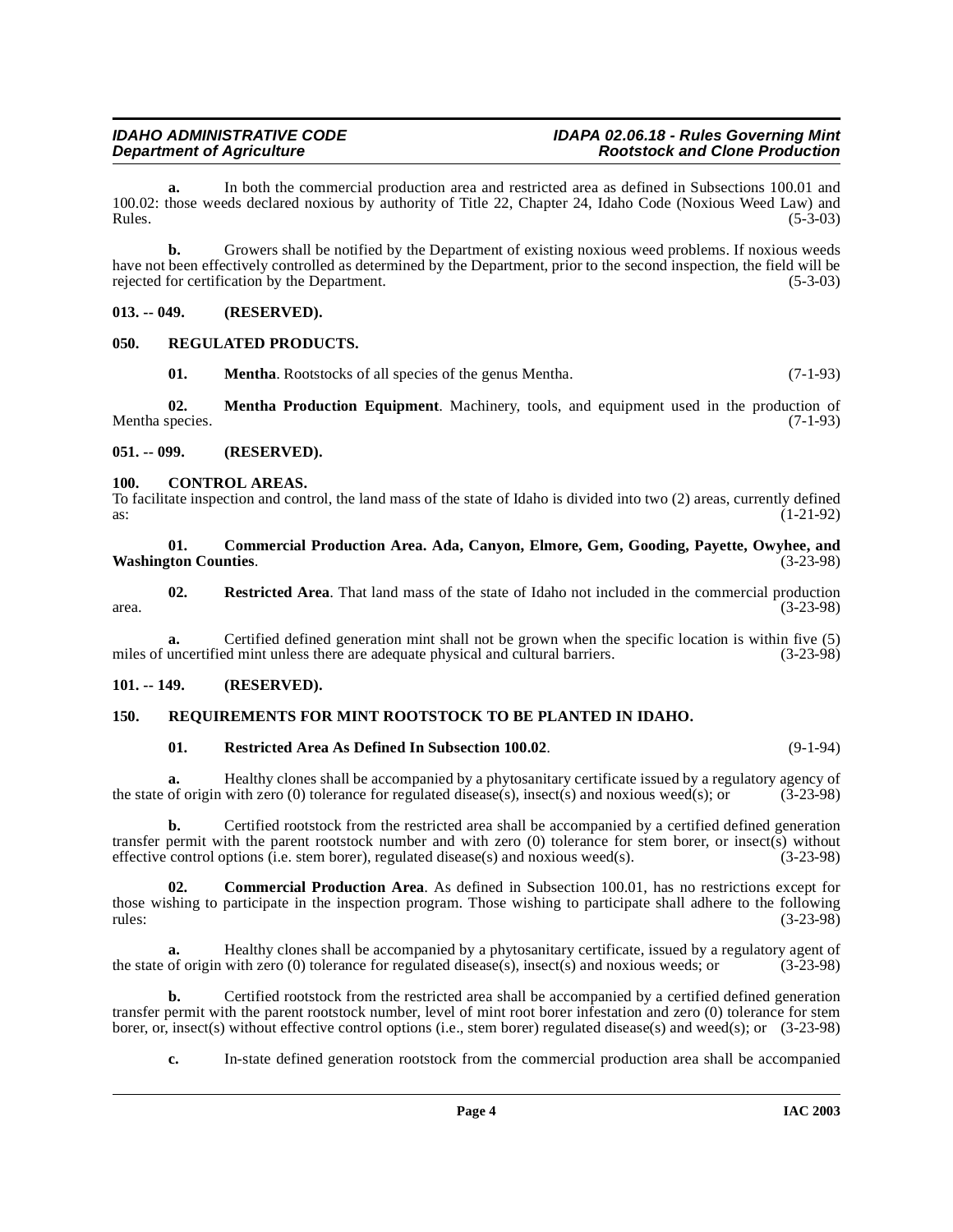**a.** In both the commercial production area and restricted area as defined in Subsections 100.01 and 100.02: those weeds declared noxious by authority of Title 22, Chapter 24, Idaho Code (Noxious Weed Law) and Rules. (5-3-03)

**b.** Growers shall be notified by the Department of existing noxious weed problems. If noxious weeds have not been effectively controlled as determined by the Department, prior to the second inspection, the field will be rejected for certification by the Department. (5-3-03)

### 013. -- 049. (RESERVED).

### 050. REGULATED PRODUCTS.

**01. Mentha**. Rootstocks of all species of the genus Mentha. (7-1-93)

**02. Mentha Production Equipment**. Machinery, tools, and equipment used in the production of Mentha species. (7-1-93)

### 051. -- 099. (RESERVED).

### 100. CONTROL AREAS.

To facilitate inspection and control, the land mass of the state of Idaho is divided into two (2) areas, currently defined as: (1-21-92)

**01. Commercial Production Area. Ada, Canyon, Elmore, Gem, Gooding, Payette, Owyhee, and Washington Counties**. (3-23-98)

**02. Restricted Area**. That land mass of the state of Idaho not included in the commercial production area. (3-23-98)

**a.** Certified defined generation mint shall not be grown when the specific location is within five (5) miles of uncertified mint unless there are adequate physical and cultural barriers. (3-23-98)

### 101. -- 149. (RESERVED).

### 150. REQUIREMENTS FOR MINT ROOTSTOCK TO BE PLANTED IN IDAHO.

**01. Restricted Area As Defined In Subsection 100.02**. (9-1-94)

**a.** Healthy clones shall be accompanied by a phytosanitary certificate issued by a regulatory agency of the state of origin with zero (0) tolerance for regulated disease(s), insect(s) and noxious weed(s); or (3-23-98)

**b.** Certified rootstock from the restricted area shall be accompanied by a certified defined generation transfer permit with the parent rootstock number and with zero (0) tolerance for stem borer, or insect(s) without effective control options (i.e. stem borer), regulated disease(s) and noxious weed(s). (3-23-98)

**02. Commercial Production Area**. As defined in Subsection 100.01, has no restrictions except for those wishing to participate in the inspection program. Those wishing to participate shall adhere to the following rules: (3-23-98)

**a.** Healthy clones shall be accompanied by a phytosanitary certificate, issued by a regulatory agent of the state of origin with zero (0) tolerance for regulated disease(s), insect(s) and noxious weeds; or (3-23-98)

**b.** Certified rootstock from the restricted area shall be accompanied by a certified defined generation transfer permit with the parent rootstock number, level of mint root borer infestation and zero (0) tolerance for stem borer, or, insect(s) without effective control options (i.e., stem borer) regulated disease(s) and weed(s); or (3-23-98)

**c.** In-state defined generation rootstock from the commercial production area shall be accompanied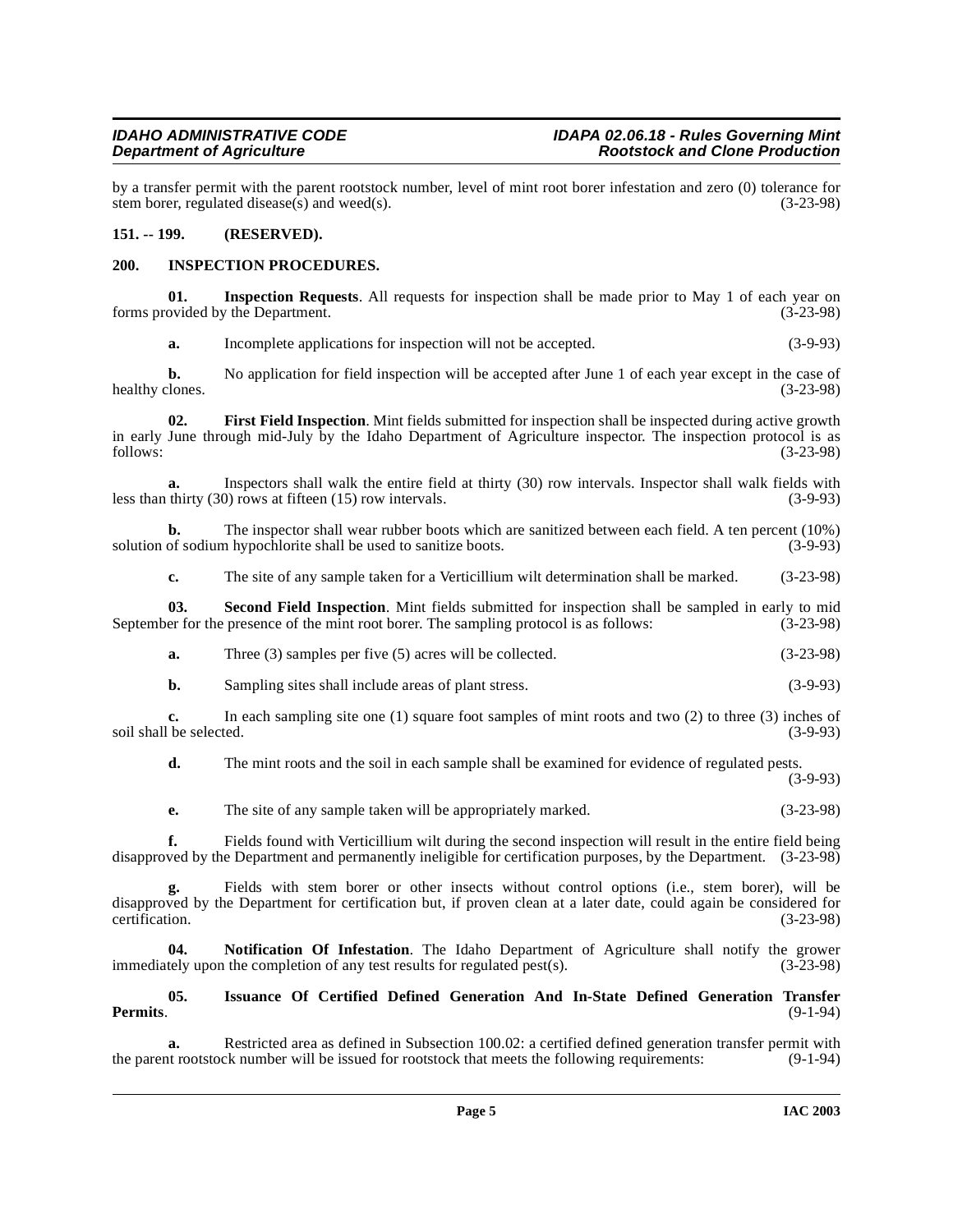by a transfer permit with the parent rootstock number, level of mint root borer infestation and zero (0) tolerance for stem borer, regulated disease(s) and weed(s). (3-23-98)

## 151. -- 199. (RESERVED).

## 200. INSPECTION PROCEDURES.

**01. Inspection Requests**. All requests for inspection shall be made prior to May 1 of each year on forms provided by the Department. (3-23-98)

**a.** Incomplete applications for inspection will not be accepted. (3-9-93)

**b.** No application for field inspection will be accepted after June 1 of each year except in the case of healthy clones. (3-23-98)

**02. First Field Inspection**. Mint fields submitted for inspection shall be inspected during active growth in early June through mid-July by the Idaho Department of Agriculture inspector. The inspection protocol is as follows: (3-23-98)

**a.** Inspectors shall walk the entire field at thirty (30) row intervals. Inspector shall walk fields with less than thirty (30) rows at fifteen (15) row intervals. (3-9-93)

**b.** The inspector shall wear rubber boots which are sanitized between each field. A ten percent (10%) solution of sodium hypochlorite shall be used to sanitize boots. (3-9-93)

**c.** The site of any sample taken for a Verticillium wilt determination shall be marked. (3-23-98)

**03. Second Field Inspection**. Mint fields submitted for inspection shall be sampled in early to mid September for the presence of the mint root borer. The sampling protocol is as follows: (3-23-98)

**a.** Three (3) samples per five (5) acres will be collected. (3-23-98)

**b.** Sampling sites shall include areas of plant stress. (3-9-93)

**c.** In each sampling site one (1) square foot samples of mint roots and two (2) to three (3) inches of soil shall be selected. (3-9-93)

**d.** The mint roots and the soil in each sample shall be examined for evidence of regulated pests. (3-9-93)

**e.** The site of any sample taken will be appropriately marked. (3-23-98)

**f.** Fields found with Verticillium wilt during the second inspection will result in the entire field being disapproved by the Department and permanently ineligible for certification purposes, by the Department. (3-23-98)

**g.** Fields with stem borer or other insects without control options (i.e., stem borer), will be disapproved by the Department for certification but, if proven clean at a later date, could again be considered for certification. (3-23-98)

**04. Notification Of Infestation**. The Idaho Department of Agriculture shall notify the grower immediately upon the completion of any test results for regulated pest(s). (3-23-98)

**05. Issuance Of Certified Defined Generation And In-State Defined Generation Transfer Permits**. (9-1-94)

**a.** Restricted area as defined in Subsection 100.02: a certified defined generation transfer permit with the parent rootstock number will be issued for rootstock that meets the following requirements: (9-1-94)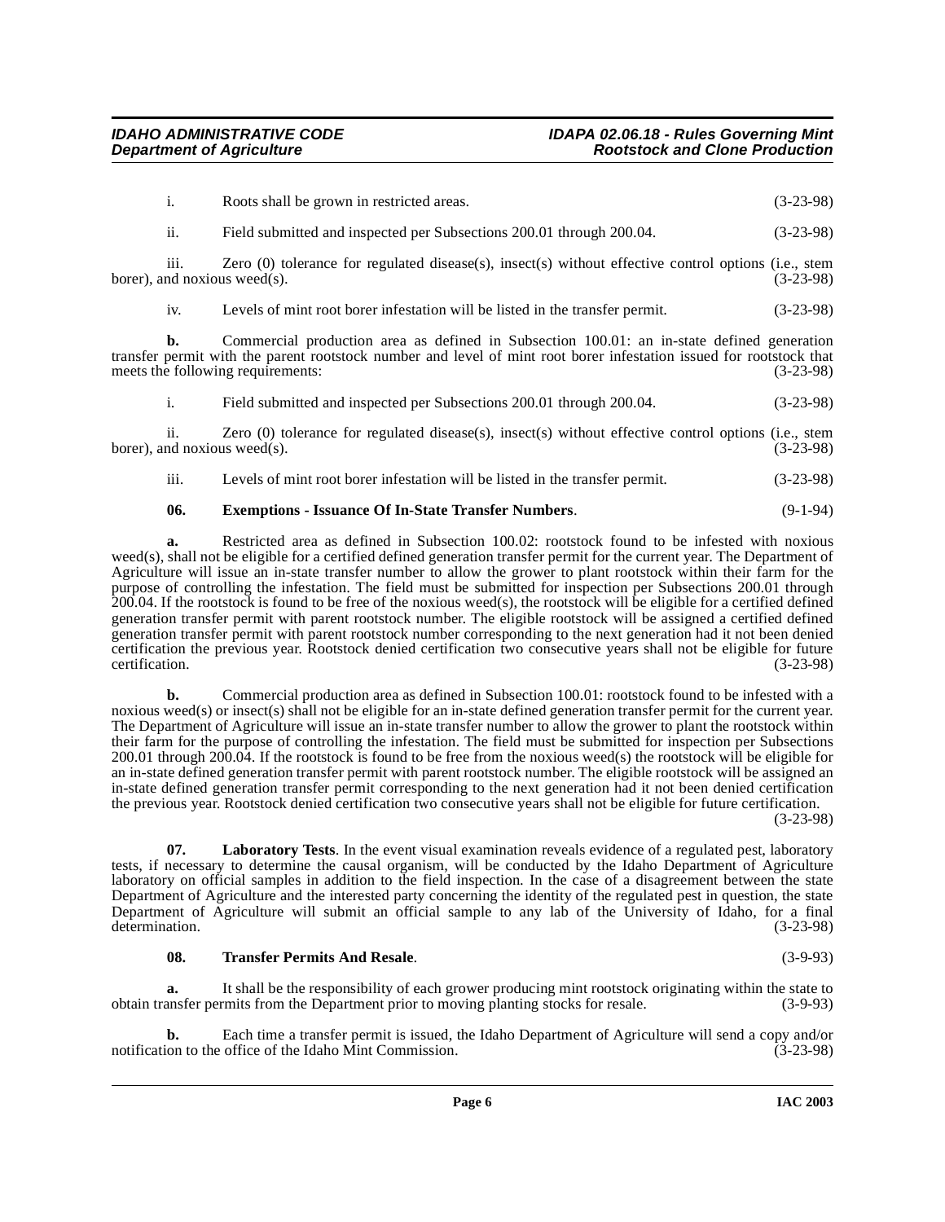i. Roots shall be grown in restricted areas. (3-23-98)

ii. Field submitted and inspected per Subsections 200.01 through 200.04. (3-23-98)

iii. Zero (0) tolerance for regulated disease(s), insect(s) without effective control options (i.e., stem borer), and noxious weed(s). (3-23-98)

iv. Levels of mint root borer infestation will be listed in the transfer permit. (3-23-98)

**b.** Commercial production area as defined in Subsection 100.01: an in-state defined generation transfer permit with the parent rootstock number and level of mint root borer infestation issued for rootstock that meets the following requirements: (3-23-98)

i. Field submitted and inspected per Subsections 200.01 through 200.04. (3-23-98)

ii. Zero (0) tolerance for regulated disease(s), insect(s) without effective control options (i.e., stem borer), and noxious weed(s). (3-23-98)

iii. Levels of mint root borer infestation will be listed in the transfer permit. (3-23-98)

**06. Exemptions - Issuance Of In-State Transfer Numbers**. (9-1-94)

**a.** Restricted area as defined in Subsection 100.02: rootstock found to be infested with noxious weed(s), shall not be eligible for a certified defined generation transfer permit for the current year. The Department of Agriculture will issue an in-state transfer number to allow the grower to plant rootstock within their farm for the purpose of controlling the infestation. The field must be submitted for inspection per Subsections 200.01 through 200.04. If the rootstock is found to be free of the noxious weed(s), the rootstock will be eligible for a certified defined generation transfer permit with parent rootstock number. The eligible rootstock will be assigned a certified defined generation transfer permit with parent rootstock number corresponding to the next generation had it not been denied certification the previous year. Rootstock denied certification two consecutive years shall not be eligible for future certification. (3-23-98)

**b.** Commercial production area as defined in Subsection 100.01: rootstock found to be infested with a noxious weed(s) or insect(s) shall not be eligible for an in-state defined generation transfer permit for the current year. The Department of Agriculture will issue an in-state transfer number to allow the grower to plant the rootstock within their farm for the purpose of controlling the infestation. The field must be submitted for inspection per Subsections 200.01 through 200.04. If the rootstock is found to be free from the noxious weed(s) the rootstock will be eligible for an in-state defined generation transfer permit with parent rootstock number. The eligible rootstock will be assigned an in-state defined generation transfer permit corresponding to the next generation had it not been denied certification the previous year. Rootstock denied certification two consecutive years shall not be eligible for future certification. (3-23-98)

**07. Laboratory Tests**. In the event visual examination reveals evidence of a regulated pest, laboratory tests, if necessary to determine the causal organism, will be conducted by the Idaho Department of Agriculture laboratory on official samples in addition to the field inspection. In the case of a disagreement between the state Department of Agriculture and the interested party concerning the identity of the regulated pest in question, the state Department of Agriculture will submit an official sample to any lab of the University of Idaho, for a final determination. (3-23-98)

**08. Transfer Permits And Resale**. (3-9-93)

**a.** It shall be the responsibility of each grower producing mint rootstock originating within the state to obtain transfer permits from the Department prior to moving planting stocks for resale. (3-9-93)

**b.** Each time a transfer permit is issued, the Idaho Department of Agriculture will send a copy and/or notification to the office of the Idaho Mint Commission. (3-23-98)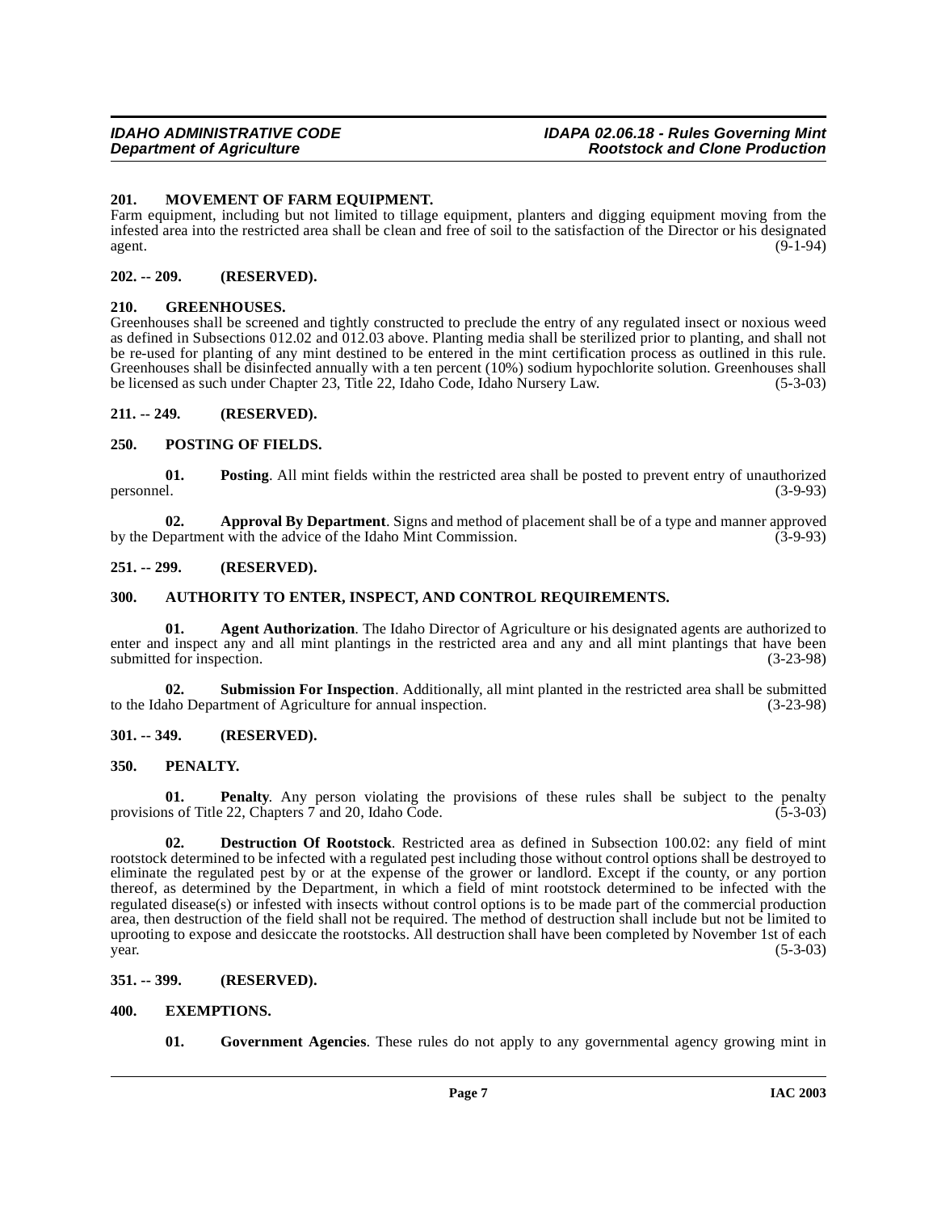### 201. MOVEMENT OF FARM EQUIPMENT.

Farm equipment, including but not limited to tillage equipment, planters and digging equipment moving from the infested area into the restricted area shall be clean and free of soil to the satisfaction of the Director or his designated agent. (9-1-94)

### 202. -- 209. (RESERVED).

### 210. GREENHOUSES.

Greenhouses shall be screened and tightly constructed to preclude the entry of any regulated insect or noxious weed as defined in Subsections 012.02 and 012.03 above. Planting media shall be sterilized prior to planting, and shall not be re-used for planting of any mint destined to be entered in the mint certification process as outlined in this rule. Greenhouses shall be disinfected annually with a ten percent (10%) sodium hypochlorite solution. Greenhouses shall be licensed as such under Chapter 23, Title 22, Idaho Code, Idaho Nursery Law. (5-3-03)

### 211. -- 249. (RESERVED).

### 250. POSTING OF FIELDS.

**01. Posting**. All mint fields within the restricted area shall be posted to prevent entry of unauthorized personnel. (3-9-93)

**02. Approval By Department**. Signs and method of placement shall be of a type and manner approved by the Department with the advice of the Idaho Mint Commission. (3-9-93)

### 251. -- 299. (RESERVED).

### 300. AUTHORITY TO ENTER, INSPECT, AND CONTROL REQUIREMENTS.

**01. Agent Authorization**. The Idaho Director of Agriculture or his designated agents are authorized to enter and inspect any and all mint plantings in the restricted area and any and all mint plantings that have been submitted for inspection. (3-23-98)

**02. Submission For Inspection**. Additionally, all mint planted in the restricted area shall be submitted to the Idaho Department of Agriculture for annual inspection. (3-23-98)

### 301. -- 349. (RESERVED).

### 350. PENALTY.

**01. Penalty**. Any person violating the provisions of these rules shall be subject to the penalty provisions of Title 22, Chapters 7 and 20, Idaho Code. (5-3-03)

**02. Destruction Of Rootstock**. Restricted area as defined in Subsection 100.02: any field of mint rootstock determined to be infected with a regulated pest including those without control options shall be destroyed to eliminate the regulated pest by or at the expense of the grower or landlord. Except if the county, or any portion thereof, as determined by the Department, in which a field of mint rootstock determined to be infected with the regulated disease(s) or infested with insects without control options is to be made part of the commercial production area, then destruction of the field shall not be required. The method of destruction shall include but not be limited to uprooting to expose and desiccate the rootstocks. All destruction shall have been completed by November 1st of each year. (5-3-03)

### 351. -- 399. (RESERVED).

### 400. EXEMPTIONS.

**01. Government Agencies**. These rules do not apply to any governmental agency growing mint in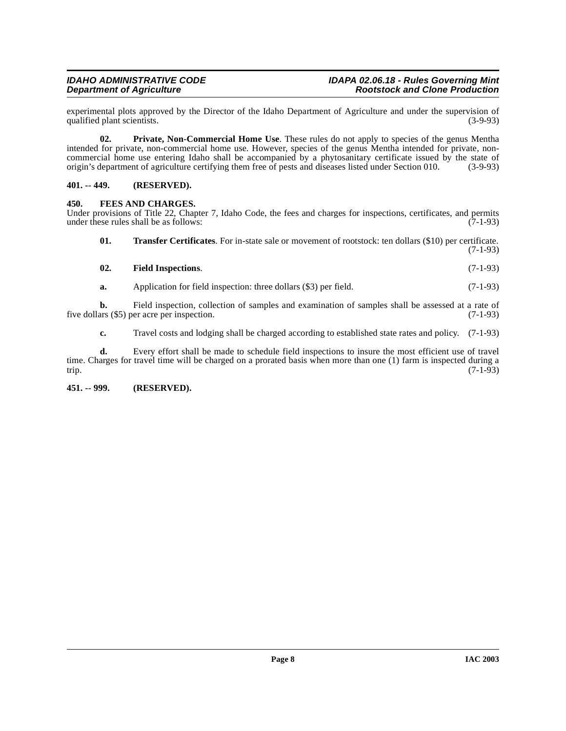experimental plots approved by the Director of the Idaho Department of Agriculture and under the supervision of qualified plant scientists. (3-9-93)

**02. Private, Non-Commercial Home Use**. These rules do not apply to species of the genus Mentha intended for private, non-commercial home use. However, species of the genus Mentha intended for private, non-commercial home use entering Idaho shall be accompanied by a phytosanitary certificate issued by the state of origin's department of agriculture certifying them free of pests and diseases listed under Section 010. (3-9-93)

### 401. -- 449. (RESERVED).

### 450. FEES AND CHARGES.

Under provisions of Title 22, Chapter 7, Idaho Code, the fees and charges for inspections, certificates, and permits under these rules shall be as follows: (7-1-93)

**01. Transfer Certificates**. For in-state sale or movement of rootstock: ten dollars ($10) per certificate. (7-1-93)

**02. Field Inspections**. (7-1-93)

**a.** Application for field inspection: three dollars ($3) per field. (7-1-93)

**b.** Field inspection, collection of samples and examination of samples shall be assessed at a rate of five dollars ($5) per acre per inspection. (7-1-93)

**c.** Travel costs and lodging shall be charged according to established state rates and policy. (7-1-93)

**d.** Every effort shall be made to schedule field inspections to insure the most efficient use of travel time. Charges for travel time will be charged on a prorated basis when more than one (1) farm is inspected during a trip. (7-1-93)

### 451. -- 999. (RESERVED).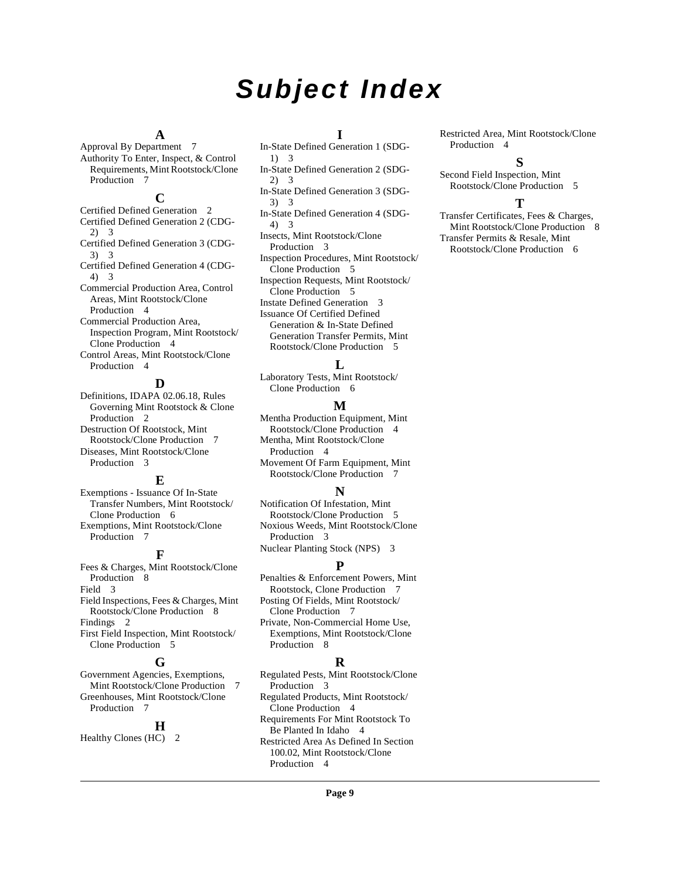# Subject Index

## A

Approval By Department 7

Authority To Enter, Inspect, & Control Requirements, Mint Rootstock/Clone Production 7

## C

Certified Defined Generation 2

Certified Defined Generation 2 (CDG-2) 3

Certified Defined Generation 3 (CDG-3) 3

Certified Defined Generation 4 (CDG-4) 3

Commercial Production Area, Control Areas, Mint Rootstock/Clone Production 4

Commercial Production Area, Inspection Program, Mint Rootstock/Clone Production 4

Control Areas, Mint Rootstock/Clone Production 4

## D

Definitions, IDAPA 02.06.18, Rules Governing Mint Rootstock & Clone Production 2

Destruction Of Rootstock, Mint Rootstock/Clone Production 7

Diseases, Mint Rootstock/Clone Production 3

## E

Exemptions - Issuance Of In-State Transfer Numbers, Mint Rootstock/Clone Production 6

Exemptions, Mint Rootstock/Clone Production 7

## F

Fees & Charges, Mint Rootstock/Clone Production 8

Field 3

Field Inspections, Fees & Charges, Mint Rootstock/Clone Production 8

Findings 2

First Field Inspection, Mint Rootstock/Clone Production 5

## G

Government Agencies, Exemptions, Mint Rootstock/Clone Production 7

Greenhouses, Mint Rootstock/Clone Production 7

## H

Healthy Clones (HC) 2

## I

In-State Defined Generation 1 (SDG-1) 3

In-State Defined Generation 2 (SDG-2) 3

In-State Defined Generation 3 (SDG-3) 3

In-State Defined Generation 4 (SDG-4) 3

Insects, Mint Rootstock/Clone Production 3

Inspection Procedures, Mint Rootstock/Clone Production 5

Inspection Requests, Mint Rootstock/Clone Production 5

Instate Defined Generation 3

Issuance Of Certified Defined Generation & In-State Defined Generation Transfer Permits, Mint Rootstock/Clone Production 5

## L

Laboratory Tests, Mint Rootstock/Clone Production 6

## M

Mentha Production Equipment, Mint Rootstock/Clone Production 4

Mentha, Mint Rootstock/Clone Production 4

Movement Of Farm Equipment, Mint Rootstock/Clone Production 7

## N

Notification Of Infestation, Mint Rootstock/Clone Production 5

Noxious Weeds, Mint Rootstock/Clone Production 3

Nuclear Planting Stock (NPS) 3

## P

Penalties & Enforcement Powers, Mint Rootstock, Clone Production 7

Posting Of Fields, Mint Rootstock/Clone Production 7

Private, Non-Commercial Home Use, Exemptions, Mint Rootstock/Clone Production 8

## R

Regulated Pests, Mint Rootstock/Clone Production 3

Regulated Products, Mint Rootstock/Clone Production 4

Requirements For Mint Rootstock To Be Planted In Idaho 4

Restricted Area As Defined In Section 100.02, Mint Rootstock/Clone Production 4

Restricted Area, Mint Rootstock/Clone Production 4

## S

Second Field Inspection, Mint Rootstock/Clone Production 5

## T

Transfer Certificates, Fees & Charges, Mint Rootstock/Clone Production 8

Transfer Permits & Resale, Mint Rootstock/Clone Production 6